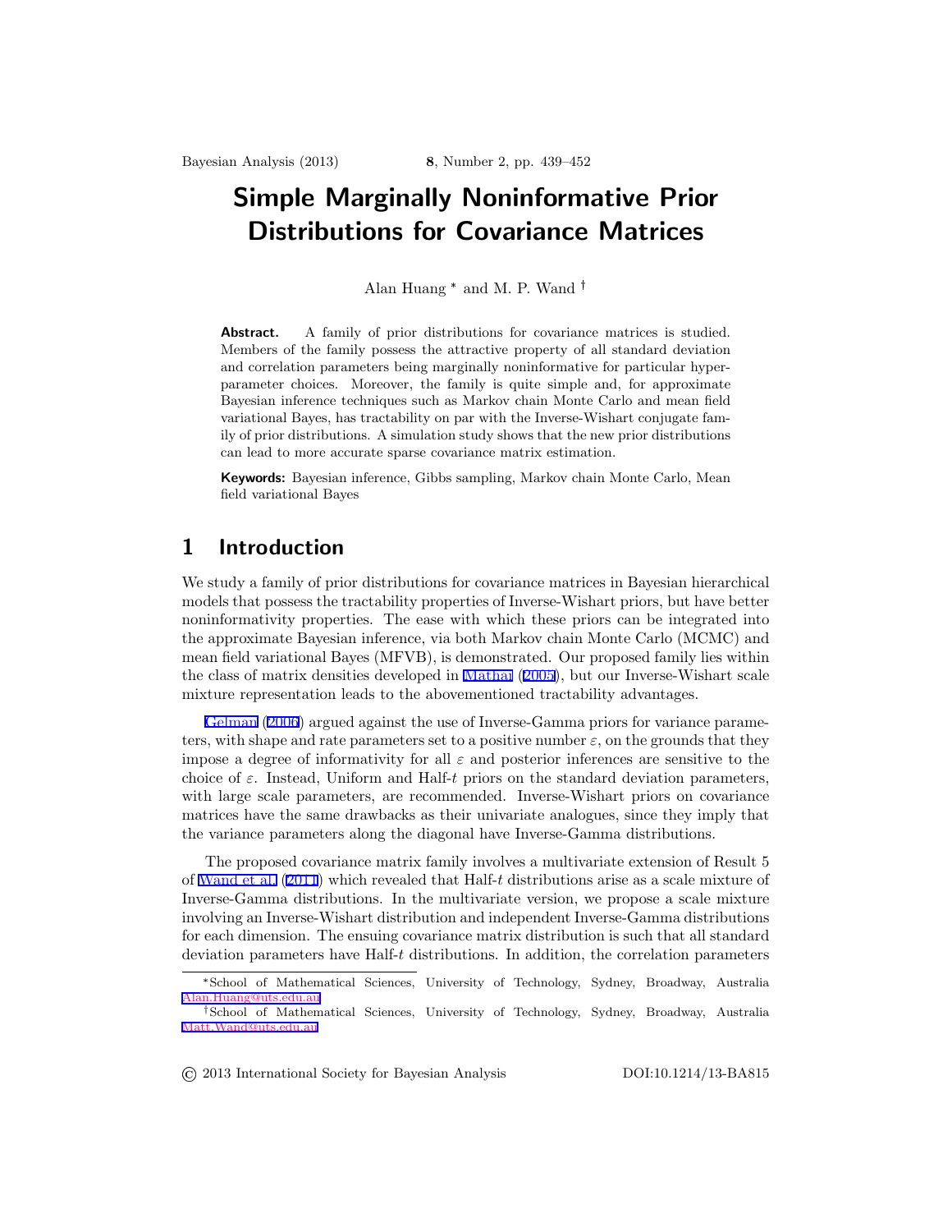# Simple Marginally Noninformative Prior Distributions for Covariance Matrices

Alan Huang [*] and M. P. Wand [†]

**Abstract.** A family of prior distributions for covariance matrices is studied. Members of the family possess the attractive property of all standard deviation and correlation parameters being marginally noninformative for particular hyperparameter choices. Moreover, the family is quite simple and, for approximate Bayesian inference techniques such as Markov chain Monte Carlo and mean field variational Bayes, has tractability on par with the Inverse-Wishart conjugate family of prior distributions. A simulation study shows that the new prior distributions can lead to more accurate sparse covariance matrix estimation.

**Keywords:** Bayesian inference, Gibbs sampling, Markov chain Monte Carlo, Mean field variational Bayes

## 1 Introduction

We study a family of prior distributions for covariance matrices in Bayesian hierarchical models that possess the tractability properties of Inverse-Wishart priors, but have better noninformativity properties. The ease with which these priors can be integrated into the approximate Bayesian inference, via both Markov chain Monte Carlo (MCMC) and mean field variational Bayes (MFVB), is demonstrated. Our proposed family lies within the class of matrix densities developed in Mathai (2005), but our Inverse-Wishart scale mixture representation leads to the abovementioned tractability advantages.

Gelman (2006) argued against the use of Inverse-Gamma priors for variance parameters, with shape and rate parameters set to a positive number $\varepsilon$, on the grounds that they impose a degree of informativity for all $\varepsilon$ and posterior inferences are sensitive to the choice of $\varepsilon$. Instead, Uniform and Half-$t$ priors on the standard deviation parameters, with large scale parameters, are recommended. Inverse-Wishart priors on covariance matrices have the same drawbacks as their univariate analogues, since they imply that the variance parameters along the diagonal have Inverse-Gamma distributions.

The proposed covariance matrix family involves a multivariate extension of Result 5 of Wand et al. (2011) which revealed that Half-$t$ distributions arise as a scale mixture of Inverse-Gamma distributions. In the multivariate version, we propose a scale mixture involving an Inverse-Wishart distribution and independent Inverse-Gamma distributions for each dimension. The ensuing covariance matrix distribution is such that all standard deviation parameters have Half-$t$ distributions. In addition, the correlation parameters

---

[*] School of Mathematical Sciences, University of Technology, Sydney, Broadway, Australia Alan.Huang@uts.edu.au

[†] School of Mathematical Sciences, University of Technology, Sydney, Broadway, Australia Matt.Wand@uts.edu.au

© 2013 International Society for Bayesian Analysis DOI:10.1214/13-BA815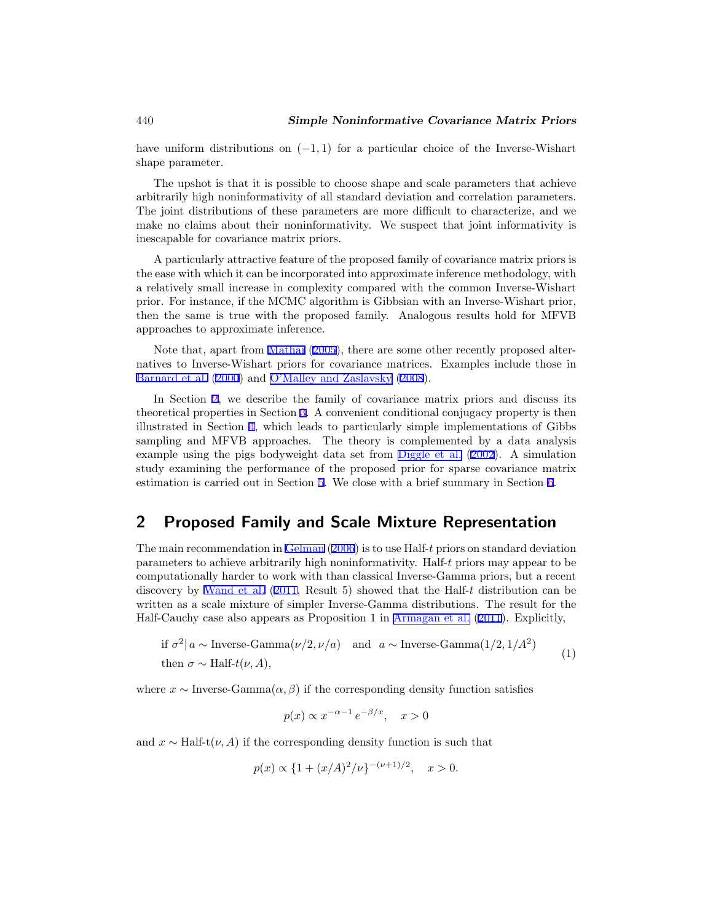have uniform distributions on $(-1, 1)$ for a particular choice of the Inverse-Wishart shape parameter.

The upshot is that it is possible to choose shape and scale parameters that achieve arbitrarily high noninformativity of all standard deviation and correlation parameters. The joint distributions of these parameters are more difficult to characterize, and we make no claims about their noninformativity. We suspect that joint informativity is inescapable for covariance matrix priors.

A particularly attractive feature of the proposed family of covariance matrix priors is the ease with which it can be incorporated into approximate inference methodology, with a relatively small increase in complexity compared with the common Inverse-Wishart prior. For instance, if the MCMC algorithm is Gibbsian with an Inverse-Wishart prior, then the same is true with the proposed family. Analogous results hold for MFVB approaches to approximate inference.

Note that, apart from Mathai (2005), there are some other recently proposed alternatives to Inverse-Wishart priors for covariance matrices. Examples include those in Barnard et al. (2000) and O'Malley and Zaslavsky (2008).

In Section 2, we describe the family of covariance matrix priors and discuss its theoretical properties in Section 3. A convenient conditional conjugacy property is then illustrated in Section 4, which leads to particularly simple implementations of Gibbs sampling and MFVB approaches. The theory is complemented by a data analysis example using the pigs bodyweight data set from Diggle et al. (2002). A simulation study examining the performance of the proposed prior for sparse covariance matrix estimation is carried out in Section 5. We close with a brief summary in Section 6.

## 2 Proposed Family and Scale Mixture Representation

The main recommendation in Gelman (2006) is to use Half-$t$ priors on standard deviation parameters to achieve arbitrarily high noninformativity. Half-$t$ priors may appear to be computationally harder to work with than classical Inverse-Gamma priors, but a recent discovery by Wand et al. (2011, Result 5) showed that the Half-$t$ distribution can be written as a scale mixture of simpler Inverse-Gamma distributions. The result for the Half-Cauchy case also appears as Proposition 1 in Armagan et al. (2011). Explicitly,

$$
\begin{aligned}
&\text{if } \sigma^2 \,|\, a \sim \text{Inverse-Gamma}(\nu/2, \nu/a) \quad \text{and} \quad a \sim \text{Inverse-Gamma}(1/2, 1/A^2) \\
&\text{then } \sigma \sim \text{Half-}t(\nu, A),
\end{aligned}
\tag{1}
$$

where $x \sim \text{Inverse-Gamma}(\alpha, \beta)$ if the corresponding density function satisfies

$$
p(x) \propto x^{-\alpha-1} \, e^{-\beta/x}, \quad x > 0
$$

and $x \sim \text{Half-t}(\nu, A)$ if the corresponding density function is such that

$$
p(x) \propto \{1 + (x/A)^2/\nu\}^{-(\nu+1)/2}, \quad x > 0.
$$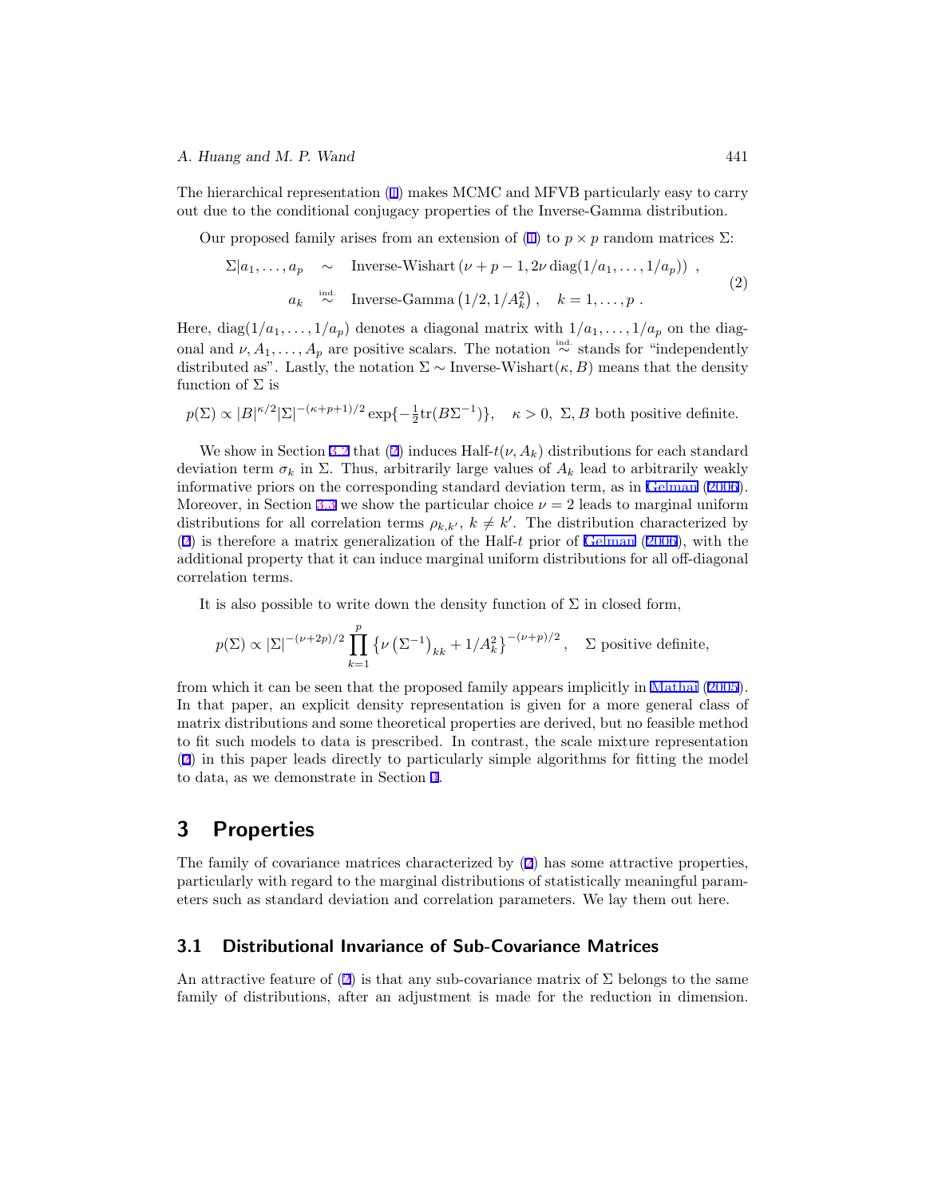The hierarchical representation (1) makes MCMC and MFVB particularly easy to carry out due to the conditional conjugacy properties of the Inverse-Gamma distribution.

Our proposed family arises from an extension of (1) to $p \times p$ random matrices $\Sigma$:

$$
\begin{aligned}
\Sigma | a_1, \ldots, a_p &\sim \text{Inverse-Wishart}\left(\nu + p - 1, 2\nu \, \text{diag}(1/a_1, \ldots, 1/a_p)\right), \\
a_k &\overset{\text{ind.}}{\sim} \text{Inverse-Gamma}\left(1/2, 1/A_k^2\right), \quad k = 1, \ldots, p.
\end{aligned}
\tag{2}
$$

Here, $\text{diag}(1/a_1, \ldots, 1/a_p)$ denotes a diagonal matrix with $1/a_1, \ldots, 1/a_p$ on the diagonal and $\nu, A_1, \ldots, A_p$ are positive scalars. The notation $\overset{\text{ind.}}{\sim}$ stands for "independently distributed as". Lastly, the notation $\Sigma \sim \text{Inverse-Wishart}(\kappa, B)$ means that the density function of $\Sigma$ is

$$
p(\Sigma) \propto |B|^{\kappa/2} |\Sigma|^{-(\kappa+p+1)/2} \exp\{-\tfrac{1}{2}\text{tr}(B\Sigma^{-1})\}, \quad \kappa > 0, \ \Sigma, B \text{ both positive definite.}
$$

We show in Section 3.2 that (2) induces Half-$t(\nu, A_k)$ distributions for each standard deviation term $\sigma_k$ in $\Sigma$. Thus, arbitrarily large values of $A_k$ lead to arbitrarily weakly informative priors on the corresponding standard deviation term, as in Gelman (2006). Moreover, in Section 3.3 we show the particular choice $\nu = 2$ leads to marginal uniform distributions for all correlation terms $\rho_{k,k'}$, $k \neq k'$. The distribution characterized by (2) is therefore a matrix generalization of the Half-$t$ prior of Gelman (2006), with the additional property that it can induce marginal uniform distributions for all off-diagonal correlation terms.

It is also possible to write down the density function of $\Sigma$ in closed form,

$$
p(\Sigma) \propto |\Sigma|^{-(\nu+2p)/2} \prod_{k=1}^{p} \left\{\nu \left(\Sigma^{-1}\right)_{kk} + 1/A_k^2\right\}^{-(\nu+p)/2}, \quad \Sigma \text{ positive definite,}
$$

from which it can be seen that the proposed family appears implicitly in Mathai (2005). In that paper, an explicit density representation is given for a more general class of matrix distributions and some theoretical properties are derived, but no feasible method to fit such models to data is prescribed. In contrast, the scale mixture representation (2) in this paper leads directly to particularly simple algorithms for fitting the model to data, as we demonstrate in Section 4.

# 3 Properties

The family of covariance matrices characterized by (2) has some attractive properties, particularly with regard to the marginal distributions of statistically meaningful parameters such as standard deviation and correlation parameters. We lay them out here.

## 3.1 Distributional Invariance of Sub-Covariance Matrices

An attractive feature of (2) is that any sub-covariance matrix of $\Sigma$ belongs to the same family of distributions, after an adjustment is made for the reduction in dimension.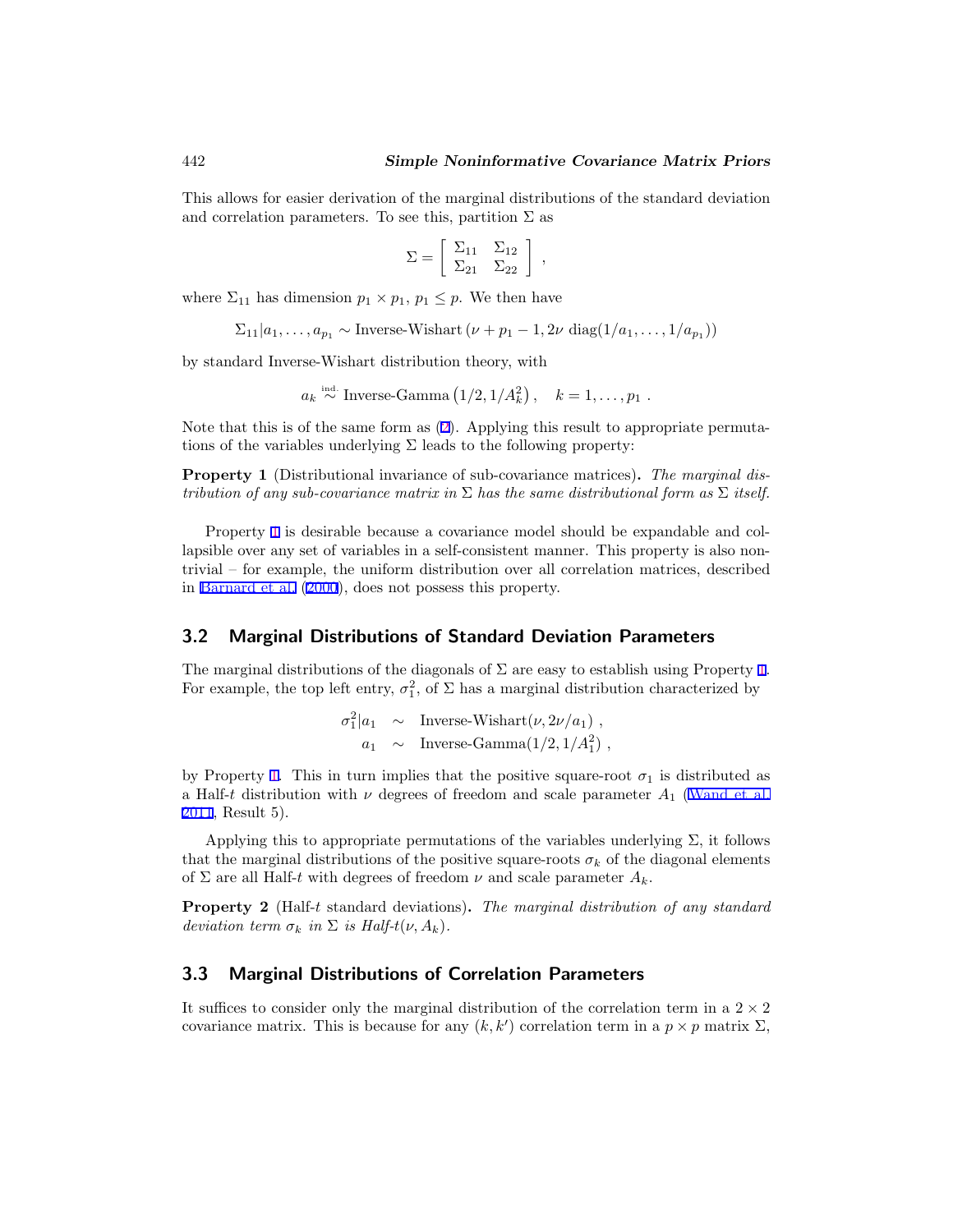This allows for easier derivation of the marginal distributions of the standard deviation and correlation parameters. To see this, partition $\Sigma$ as

$$\Sigma = \begin{bmatrix} \Sigma_{11} & \Sigma_{12} \\ \Sigma_{21} & \Sigma_{22} \end{bmatrix} ,$$

where $\Sigma_{11}$ has dimension $p_1 \times p_1$, $p_1 \leq p$. We then have

$$\Sigma_{11} | a_1, \ldots, a_{p_1} \sim \text{Inverse-Wishart}\left(\nu + p_1 - 1, 2\nu \ \text{diag}(1/a_1, \ldots, 1/a_{p_1})\right)$$

by standard Inverse-Wishart distribution theory, with

$$a_k \overset{\text{ind.}}{\sim} \text{Inverse-Gamma}\left(1/2, 1/A_k^2\right), \quad k = 1, \ldots, p_1 \ .$$

Note that this is of the same form as (2). Applying this result to appropriate permutations of the variables underlying $\Sigma$ leads to the following property:

**Property 1** (Distributional invariance of sub-covariance matrices)**.** *The marginal distribution of any sub-covariance matrix in $\Sigma$ has the same distributional form as $\Sigma$ itself.*

Property 1 is desirable because a covariance model should be expandable and collapsible over any set of variables in a self-consistent manner. This property is also nontrivial – for example, the uniform distribution over all correlation matrices, described in Barnard et al. (2000), does not possess this property.

## 3.2 Marginal Distributions of Standard Deviation Parameters

The marginal distributions of the diagonals of $\Sigma$ are easy to establish using Property 1. For example, the top left entry, $\sigma_1^2$, of $\Sigma$ has a marginal distribution characterized by

$$\begin{aligned} \sigma_1^2 | a_1 &\sim \text{Inverse-Wishart}(\nu, 2\nu/a_1) \ , \\ a_1 &\sim \text{Inverse-Gamma}(1/2, 1/A_1^2) \ , \end{aligned}$$

by Property 1. This in turn implies that the positive square-root $\sigma_1$ is distributed as a Half-$t$ distribution with $\nu$ degrees of freedom and scale parameter $A_1$ (Wand et al. 2011, Result 5).

Applying this to appropriate permutations of the variables underlying $\Sigma$, it follows that the marginal distributions of the positive square-roots $\sigma_k$ of the diagonal elements of $\Sigma$ are all Half-$t$ with degrees of freedom $\nu$ and scale parameter $A_k$.

**Property 2** (Half-$t$ standard deviations)**.** *The marginal distribution of any standard deviation term $\sigma_k$ in $\Sigma$ is Half-$t(\nu, A_k)$.*

## 3.3 Marginal Distributions of Correlation Parameters

It suffices to consider only the marginal distribution of the correlation term in a $2 \times 2$ covariance matrix. This is because for any $(k, k')$ correlation term in a $p \times p$ matrix $\Sigma$,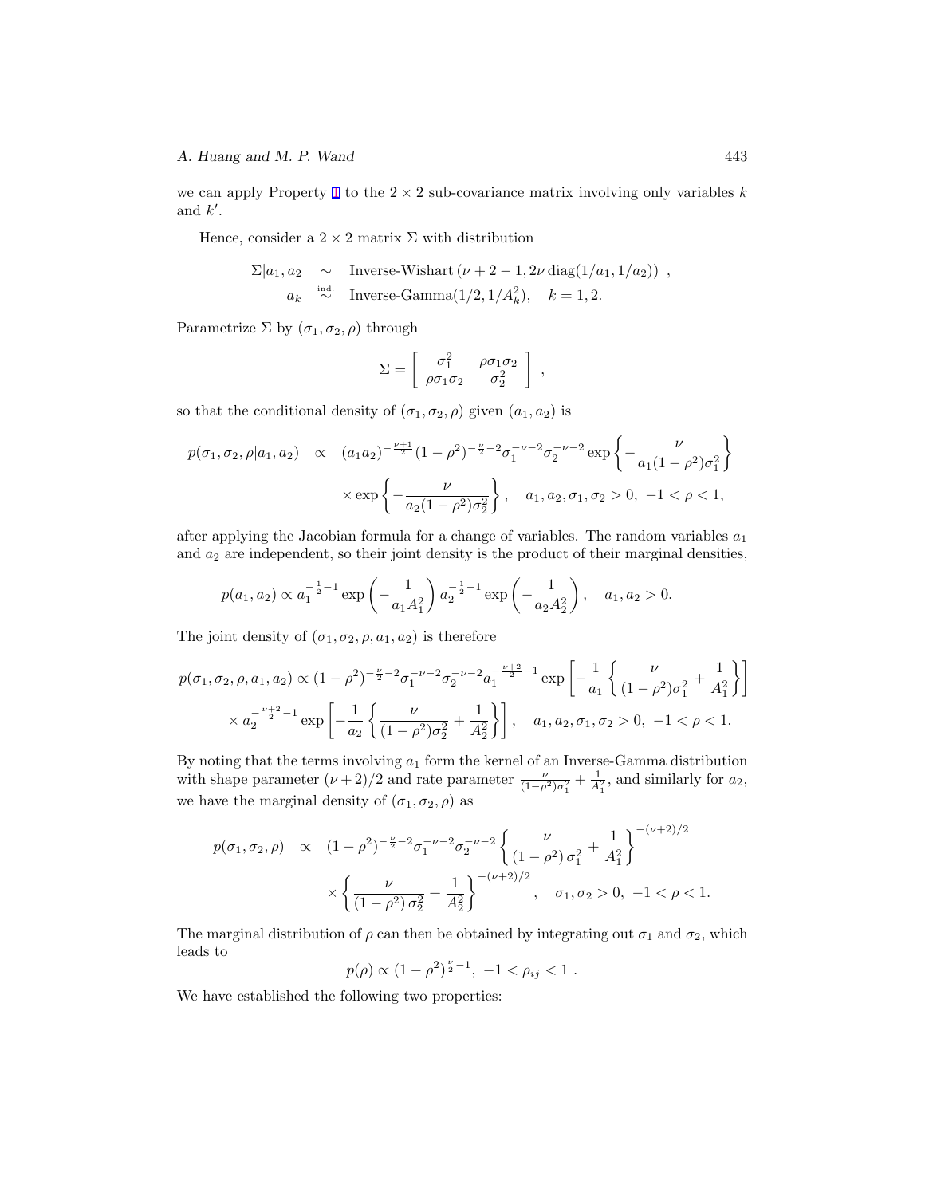we can apply Property 1 to the $2 \times 2$ sub-covariance matrix involving only variables $k$ and $k'$.

Hence, consider a $2 \times 2$ matrix $\Sigma$ with distribution

$$
\begin{aligned}
\Sigma | a_1, a_2 &\sim \text{Inverse-Wishart}\left(\nu + 2 - 1, 2\nu\, \text{diag}(1/a_1, 1/a_2)\right) , \\
a_k &\overset{\text{ind.}}{\sim} \text{Inverse-Gamma}(1/2, 1/A_k^2), \quad k = 1, 2.
\end{aligned}
$$

Parametrize $\Sigma$ by $(\sigma_1, \sigma_2, \rho)$ through

$$
\Sigma = \begin{bmatrix} \sigma_1^2 & \rho\sigma_1\sigma_2 \\ \rho\sigma_1\sigma_2 & \sigma_2^2 \end{bmatrix} ,
$$

so that the conditional density of $(\sigma_1, \sigma_2, \rho)$ given $(a_1, a_2)$ is

$$
\begin{aligned}
p(\sigma_1, \sigma_2, \rho | a_1, a_2) \quad &\propto \quad (a_1 a_2)^{-\frac{\nu+1}{2}} (1 - \rho^2)^{-\frac{\nu}{2} - 2} \sigma_1^{-\nu-2} \sigma_2^{-\nu-2} \exp\left\{ -\frac{\nu}{a_1(1 - \rho^2)\sigma_1^2} \right\} \\
&\quad \times \exp\left\{ -\frac{\nu}{a_2(1 - \rho^2)\sigma_2^2} \right\}, \quad a_1, a_2, \sigma_1, \sigma_2 > 0,\ -1 < \rho < 1,
\end{aligned}
$$

after applying the Jacobian formula for a change of variables. The random variables $a_1$ and $a_2$ are independent, so their joint density is the product of their marginal densities,

$$
p(a_1, a_2) \propto a_1^{-\frac{1}{2}-1} \exp\left( -\frac{1}{a_1 A_1^2} \right) a_2^{-\frac{1}{2}-1} \exp\left( -\frac{1}{a_2 A_2^2} \right), \quad a_1, a_2 > 0.
$$

The joint density of $(\sigma_1, \sigma_2, \rho, a_1, a_2)$ is therefore

$$
\begin{aligned}
p(\sigma_1, \sigma_2, \rho, a_1, a_2) &\propto (1 - \rho^2)^{-\frac{\nu}{2} - 2} \sigma_1^{-\nu-2} \sigma_2^{-\nu-2} a_1^{-\frac{\nu+2}{2} - 1} \exp\left[ -\frac{1}{a_1} \left\{ \frac{\nu}{(1 - \rho^2)\sigma_1^2} + \frac{1}{A_1^2} \right\} \right] \\
&\quad \times a_2^{-\frac{\nu+2}{2} - 1} \exp\left[ -\frac{1}{a_2} \left\{ \frac{\nu}{(1 - \rho^2)\sigma_2^2} + \frac{1}{A_2^2} \right\} \right], \quad a_1, a_2, \sigma_1, \sigma_2 > 0,\ -1 < \rho < 1.
\end{aligned}
$$

By noting that the terms involving $a_1$ form the kernel of an Inverse-Gamma distribution with shape parameter $(\nu+2)/2$ and rate parameter $\frac{\nu}{(1-\rho^2)\sigma_1^2} + \frac{1}{A_1^2}$, and similarly for $a_2$, we have the marginal density of $(\sigma_1, \sigma_2, \rho)$ as

$$
\begin{aligned}
p(\sigma_1, \sigma_2, \rho) \quad &\propto \quad (1 - \rho^2)^{-\frac{\nu}{2} - 2} \sigma_1^{-\nu-2} \sigma_2^{-\nu-2} \left\{ \frac{\nu}{(1 - \rho^2)\,\sigma_1^2} + \frac{1}{A_1^2} \right\}^{-(\nu+2)/2} \\
&\quad \times \left\{ \frac{\nu}{(1 - \rho^2)\,\sigma_2^2} + \frac{1}{A_2^2} \right\}^{-(\nu+2)/2}, \quad \sigma_1, \sigma_2 > 0,\ -1 < \rho < 1.
\end{aligned}
$$

The marginal distribution of $\rho$ can then be obtained by integrating out $\sigma_1$ and $\sigma_2$, which leads to

$$
p(\rho) \propto (1 - \rho^2)^{\frac{\nu}{2} - 1},\ -1 < \rho_{ij} < 1 .
$$

We have established the following two properties: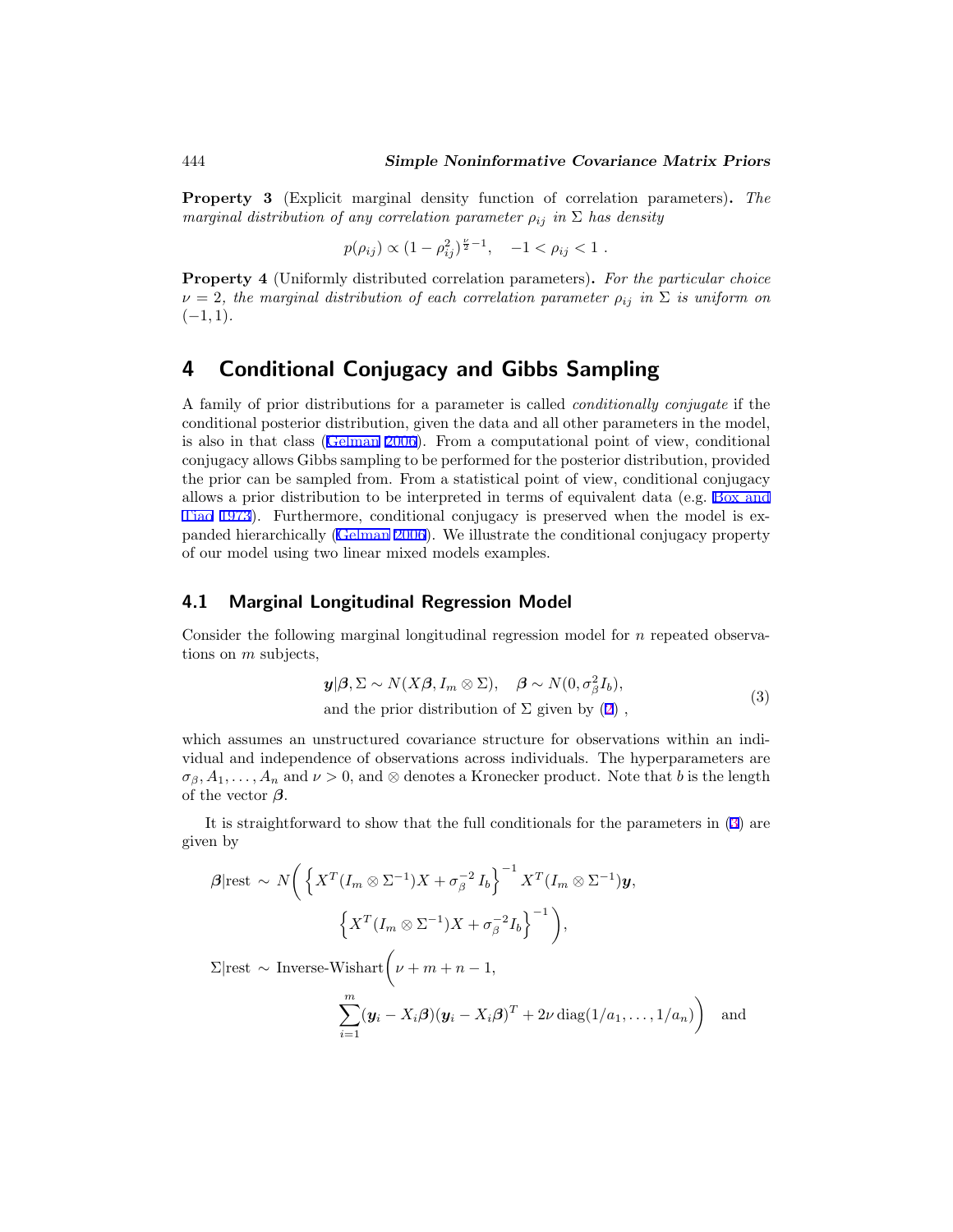**Property 3** (Explicit marginal density function of correlation parameters)**.** *The marginal distribution of any correlation parameter* $\rho_{ij}$ *in* $\Sigma$ *has density*

$$p(\rho_{ij}) \propto (1-\rho_{ij}^2)^{\frac{\nu}{2}-1}, \quad -1 < \rho_{ij} < 1 \, .$$

**Property 4** (Uniformly distributed correlation parameters)**.** *For the particular choice* $\nu = 2$*, the marginal distribution of each correlation parameter* $\rho_{ij}$ *in* $\Sigma$ *is uniform on* $(-1, 1)$.

# 4 Conditional Conjugacy and Gibbs Sampling

A family of prior distributions for a parameter is called *conditionally conjugate* if the conditional posterior distribution, given the data and all other parameters in the model, is also in that class (Gelman 2006). From a computational point of view, conditional conjugacy allows Gibbs sampling to be performed for the posterior distribution, provided the prior can be sampled from. From a statistical point of view, conditional conjugacy allows a prior distribution to be interpreted in terms of equivalent data (e.g. Box and Tiao 1973). Furthermore, conditional conjugacy is preserved when the model is expanded hierarchically (Gelman 2006). We illustrate the conditional conjugacy property of our model using two linear mixed models examples.

## 4.1 Marginal Longitudinal Regression Model

Consider the following marginal longitudinal regression model for $n$ repeated observations on $m$ subjects,

$$\begin{aligned} &\boldsymbol{y}|\boldsymbol{\beta}, \Sigma \sim N(X\boldsymbol{\beta}, I_m \otimes \Sigma), \quad \boldsymbol{\beta} \sim N(0, \sigma_\beta^2 I_b), \\ &\text{and the prior distribution of } \Sigma \text{ given by (2)}, \end{aligned} \tag{3}$$

which assumes an unstructured covariance structure for observations within an individual and independence of observations across individuals. The hyperparameters are $\sigma_\beta, A_1, \ldots, A_n$ and $\nu > 0$, and $\otimes$ denotes a Kronecker product. Note that $b$ is the length of the vector $\boldsymbol{\beta}$.

It is straightforward to show that the full conditionals for the parameters in (3) are given by

$$\begin{aligned} \boldsymbol{\beta}|\text{rest} \sim\; & N\Bigg( \left\{ X^T(I_m \otimes \Sigma^{-1})X + \sigma_\beta^{-2} I_b \right\}^{-1} X^T(I_m \otimes \Sigma^{-1})\boldsymbol{y}, \\ & \qquad \left\{ X^T(I_m \otimes \Sigma^{-1})X + \sigma_\beta^{-2} I_b \right\}^{-1} \Bigg), \\ \Sigma|\text{rest} \sim\; & \text{Inverse-Wishart}\Bigg( \nu + m + n - 1, \\ & \qquad \sum_{i=1}^{m} (\boldsymbol{y}_i - X_i\boldsymbol{\beta})(\boldsymbol{y}_i - X_i\boldsymbol{\beta})^T + 2\nu \, \text{diag}(1/a_1, \ldots, 1/a_n) \Bigg) \quad \text{and} \end{aligned}$$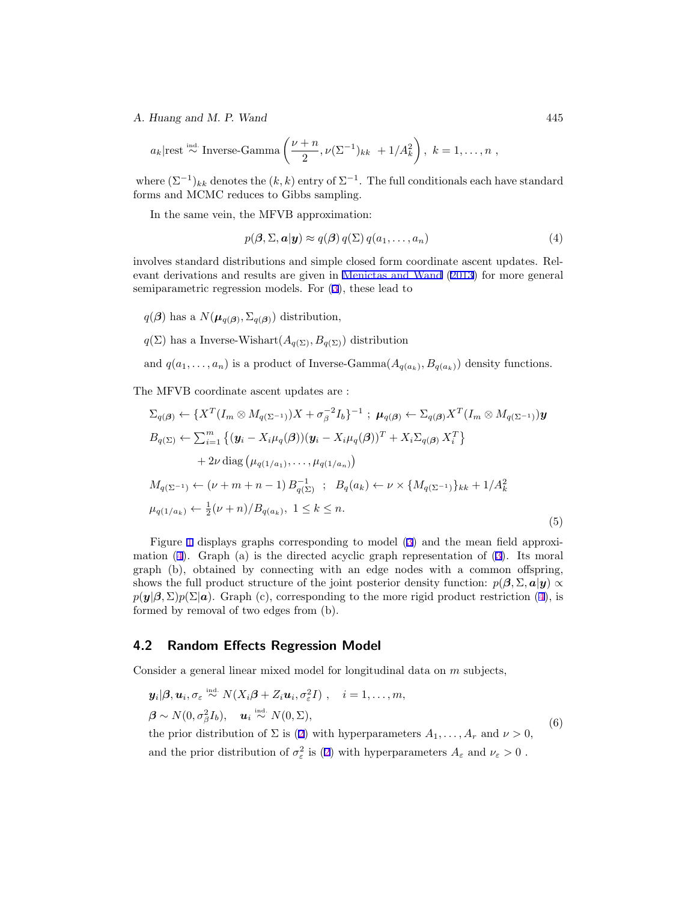$$a_k|\text{rest} \stackrel{\text{ind.}}{\sim} \text{Inverse-Gamma}\left(\frac{\nu+n}{2}, \nu(\Sigma^{-1})_{kk} \ + 1/A_k^2\right), \ k = 1, \ldots, n \ ,$$

where $(\Sigma^{-1})_{kk}$ denotes the $(k, k)$ entry of $\Sigma^{-1}$. The full conditionals each have standard forms and MCMC reduces to Gibbs sampling.

In the same vein, the MFVB approximation:

$$p(\boldsymbol{\beta}, \Sigma, \boldsymbol{a}|\boldsymbol{y}) \approx q(\boldsymbol{\beta})\, q(\Sigma)\, q(a_1, \ldots, a_n) \tag{4}$$

involves standard distributions and simple closed form coordinate ascent updates. Relevant derivations and results are given in Menictas and Wand (2013) for more general semiparametric regression models. For (3), these lead to

$q(\boldsymbol{\beta})$ has a $N(\boldsymbol{\mu}_{q(\boldsymbol{\beta})}, \Sigma_{q(\boldsymbol{\beta})})$ distribution,

$q(\Sigma)$ has a Inverse-Wishart$(A_{q(\Sigma)}, B_{q(\Sigma)})$ distribution

and $q(a_1, \ldots, a_n)$ is a product of Inverse-Gamma$(A_{q(a_k)}, B_{q(a_k)})$ density functions.

The MFVB coordinate ascent updates are :

$$
\begin{aligned}
&\Sigma_{q(\boldsymbol{\beta})} \leftarrow \{X^T(I_m \otimes M_{q(\Sigma^{-1})})X + \sigma_\beta^{-2} I_b\}^{-1} \ ; \ \boldsymbol{\mu}_{q(\boldsymbol{\beta})} \leftarrow \Sigma_{q(\boldsymbol{\beta})} X^T (I_m \otimes M_{q(\Sigma^{-1})})\boldsymbol{y} \\
&B_{q(\Sigma)} \leftarrow \textstyle\sum_{i=1}^m \left\{(\boldsymbol{y}_i - X_i \mu_q(\boldsymbol{\beta}))(\boldsymbol{y}_i - X_i \mu_q(\boldsymbol{\beta}))^T + X_i \Sigma_{q(\boldsymbol{\beta})}\, X_i^T\right\} \\
&\qquad\qquad + 2\nu\, \text{diag}\left(\mu_{q(1/a_1)}, \ldots, \mu_{q(1/a_n)}\right) \\
&M_{q(\Sigma^{-1})} \leftarrow (\nu + m + n - 1)\, B_{q(\Sigma)}^{-1} \quad ; \quad B_q(a_k) \leftarrow \nu \times \{M_{q(\Sigma^{-1})}\}_{kk} + 1/A_k^2 \\
&\mu_{q(1/a_k)} \leftarrow \tfrac{1}{2}(\nu + n)/B_{q(a_k)}, \ 1 \le k \le n.
\end{aligned} \tag{5}
$$

Figure 1 displays graphs corresponding to model (3) and the mean field approximation (4). Graph (a) is the directed acyclic graph representation of (3). Its moral graph (b), obtained by connecting with an edge nodes with a common offspring, shows the full product structure of the joint posterior density function: $p(\boldsymbol{\beta}, \Sigma, \boldsymbol{a}|\boldsymbol{y}) \propto p(\boldsymbol{y}|\boldsymbol{\beta}, \Sigma)p(\Sigma|\boldsymbol{a})$. Graph (c), corresponding to the more rigid product restriction (4), is formed by removal of two edges from (b).

## 4.2 Random Effects Regression Model

Consider a general linear mixed model for longitudinal data on $m$ subjects,

$$
\begin{aligned}
&\boldsymbol{y}_i|\boldsymbol{\beta}, \boldsymbol{u}_i, \sigma_\varepsilon \stackrel{\text{ind.}}{\sim} N(X_i\boldsymbol{\beta} + Z_i\boldsymbol{u}_i, \sigma_\varepsilon^2 I) \ , \quad i = 1, \ldots, m, \\
&\boldsymbol{\beta} \sim N(0, \sigma_\beta^2 I_b), \quad \boldsymbol{u}_i \stackrel{\text{ind.}}{\sim} N(0, \Sigma), \\
&\text{the prior distribution of } \Sigma \text{ is (2) with hyperparameters } A_1, \ldots, A_r \text{ and } \nu > 0, \\
&\text{and the prior distribution of } \sigma_\varepsilon^2 \text{ is (2) with hyperparameters } A_\varepsilon \text{ and } \nu_\varepsilon > 0\ .
\end{aligned} \tag{6}
$$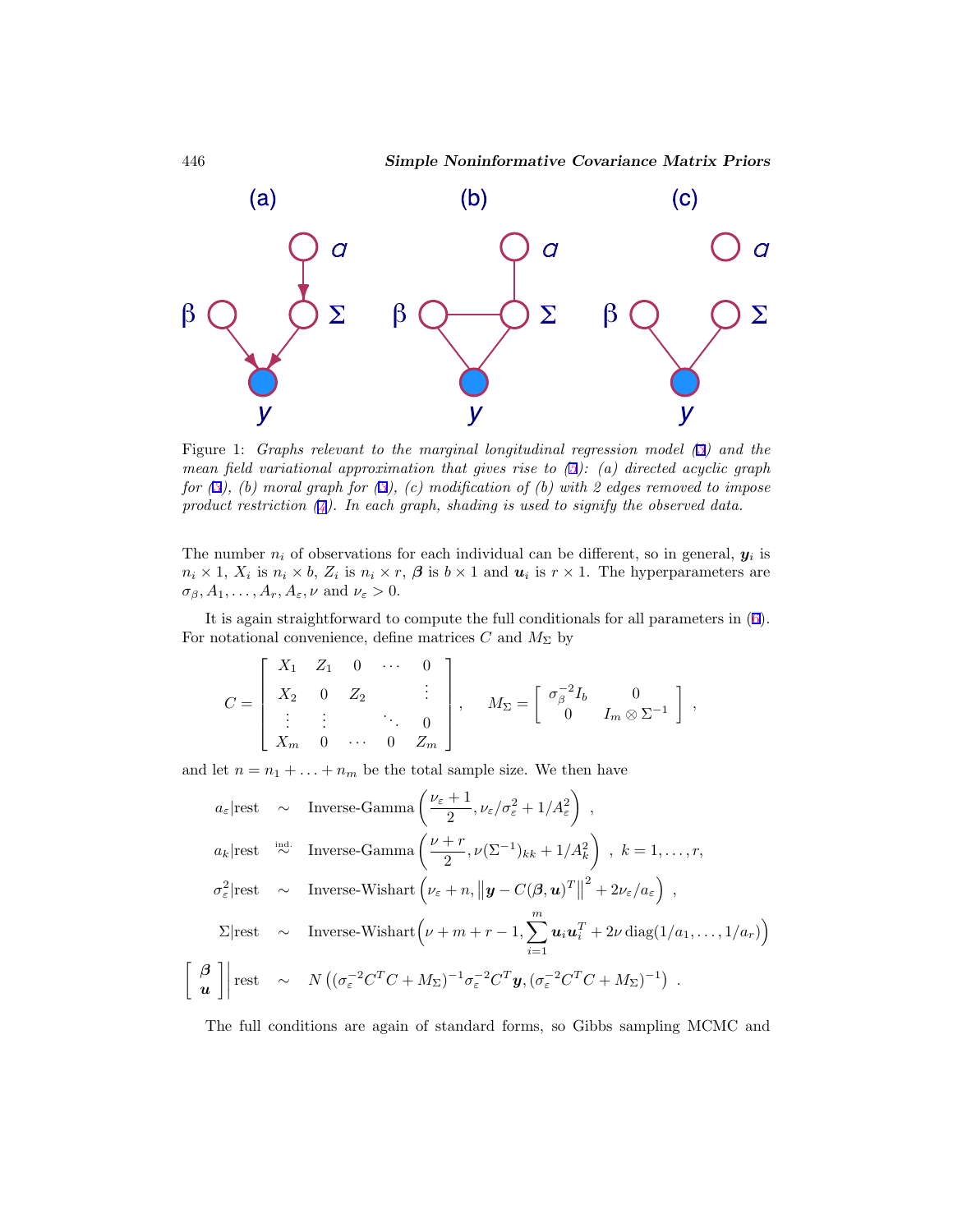Figure 1: *Graphs relevant to the marginal longitudinal regression model (3) and the mean field variational approximation that gives rise to (7): (a) directed acyclic graph for (3), (b) moral graph for (3), (c) modification of (b) with 2 edges removed to impose product restriction (7). In each graph, shading is used to signify the observed data.*

The number $n_i$ of observations for each individual can be different, so in general, $\boldsymbol{y}_i$ is $n_i \times 1$, $X_i$ is $n_i \times b$, $Z_i$ is $n_i \times r$, $\boldsymbol{\beta}$ is $b \times 1$ and $\boldsymbol{u}_i$ is $r \times 1$. The hyperparameters are $\sigma_\beta, A_1, \ldots, A_r, A_\varepsilon, \nu$ and $\nu_\varepsilon > 0$.

It is again straightforward to compute the full conditionals for all parameters in (6). For notational convenience, define matrices $C$ and $M_\Sigma$ by

$$
C = \begin{bmatrix} X_1 & Z_1 & 0 & \cdots & 0 \\ X_2 & 0 & Z_2 & & \vdots \\ \vdots & \vdots & & \ddots & 0 \\ X_m & 0 & \cdots & 0 & Z_m \end{bmatrix}, \qquad M_\Sigma = \begin{bmatrix} \sigma_\beta^{-2} I_b & 0 \\ 0 & I_m \otimes \Sigma^{-1} \end{bmatrix},
$$

and let $n = n_1 + \ldots + n_m$ be the total sample size. We then have

$$
\begin{aligned}
a_\varepsilon|\text{rest} &\sim \text{Inverse-Gamma}\left(\frac{\nu_\varepsilon + 1}{2}, \nu_\varepsilon/\sigma_\varepsilon^2 + 1/A_\varepsilon^2\right), \\
a_k|\text{rest} &\overset{\text{ind.}}{\sim} \text{Inverse-Gamma}\left(\frac{\nu + r}{2}, \nu(\Sigma^{-1})_{kk} + 1/A_k^2\right), \ k = 1, \ldots, r, \\
\sigma_\varepsilon^2|\text{rest} &\sim \text{Inverse-Wishart}\left(\nu_\varepsilon + n, \left\|\boldsymbol{y} - C(\boldsymbol{\beta}, \boldsymbol{u})^T\right\|^2 + 2\nu_\varepsilon/a_\varepsilon\right), \\
\Sigma|\text{rest} &\sim \text{Inverse-Wishart}\Big(\nu + m + r - 1, \sum_{i=1}^{m} \boldsymbol{u}_i \boldsymbol{u}_i^T + 2\nu \,\text{diag}(1/a_1, \ldots, 1/a_r)\Big) \\
\begin{bmatrix} \boldsymbol{\beta} \\ \boldsymbol{u} \end{bmatrix}\Bigg|\text{rest} &\sim N\left((\sigma_\varepsilon^{-2} C^T C + M_\Sigma)^{-1} \sigma_\varepsilon^{-2} C^T \boldsymbol{y}, (\sigma_\varepsilon^{-2} C^T C + M_\Sigma)^{-1}\right).
\end{aligned}
$$

The full conditions are again of standard forms, so Gibbs sampling MCMC and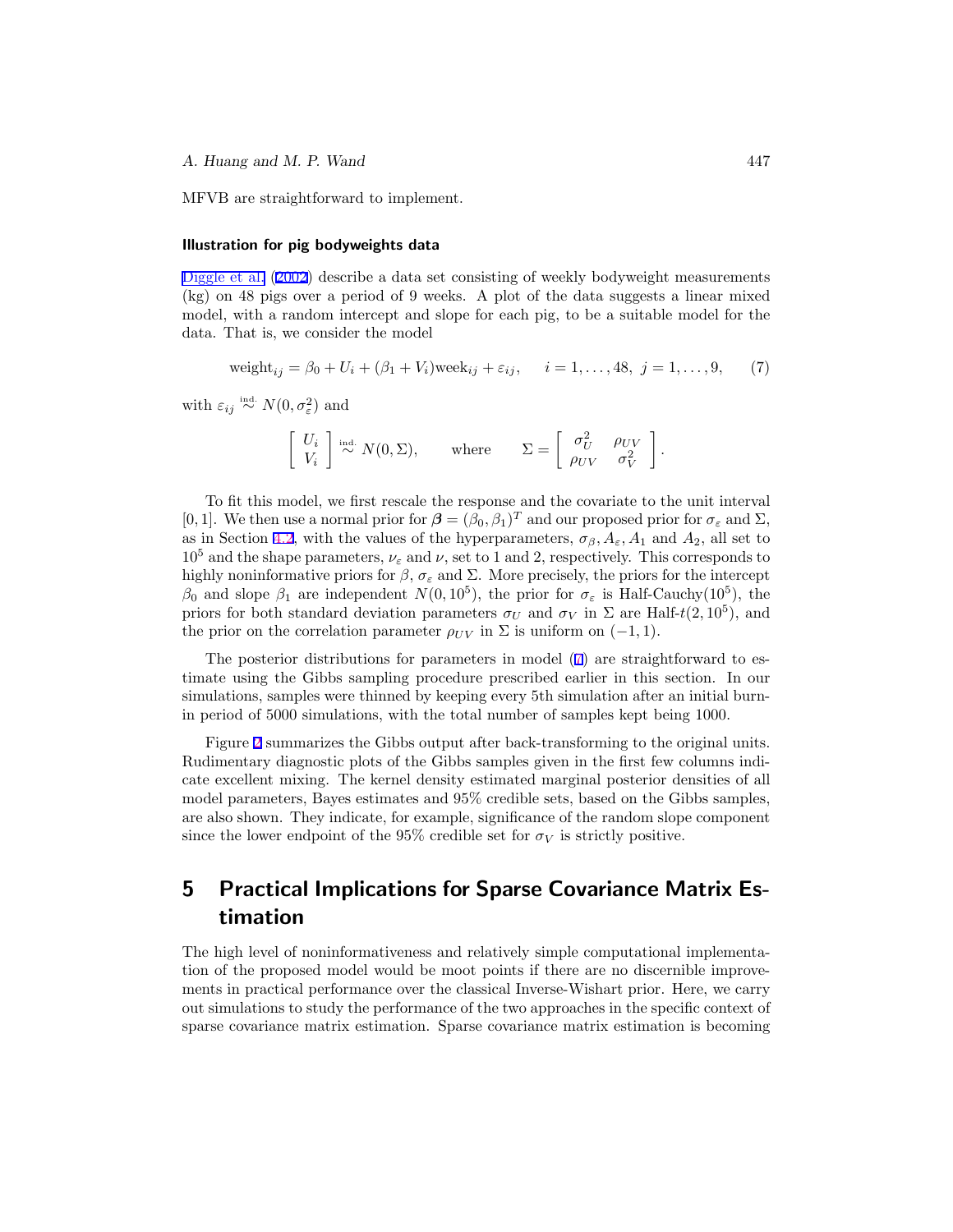MFVB are straightforward to implement.

### Illustration for pig bodyweights data

Diggle et al. (2002) describe a data set consisting of weekly bodyweight measurements (kg) on 48 pigs over a period of 9 weeks. A plot of the data suggests a linear mixed model, with a random intercept and slope for each pig, to be a suitable model for the data. That is, we consider the model

$$\text{weight}_{ij} = \beta_0 + U_i + (\beta_1 + V_i)\text{week}_{ij} + \varepsilon_{ij}, \qquad i = 1, \ldots, 48,\ j = 1, \ldots, 9, \tag{7}$$

with $\varepsilon_{ij} \overset{\text{ind.}}{\sim} N(0, \sigma_\varepsilon^2)$ and

$$\begin{bmatrix} U_i \\ V_i \end{bmatrix} \overset{\text{ind.}}{\sim} N(0, \Sigma), \qquad \text{where} \qquad \Sigma = \begin{bmatrix} \sigma_U^2 & \rho_{UV} \\ \rho_{UV} & \sigma_V^2 \end{bmatrix}.$$

To fit this model, we first rescale the response and the covariate to the unit interval $[0, 1]$. We then use a normal prior for $\boldsymbol{\beta} = (\beta_0, \beta_1)^T$ and our proposed prior for $\sigma_\varepsilon$ and $\Sigma$, as in Section 4.2, with the values of the hyperparameters, $\sigma_\beta, A_\varepsilon, A_1$ and $A_2$, all set to $10^5$ and the shape parameters, $\nu_\varepsilon$ and $\nu$, set to 1 and 2, respectively. This corresponds to highly noninformative priors for $\beta$, $\sigma_\varepsilon$ and $\Sigma$. More precisely, the priors for the intercept $\beta_0$ and slope $\beta_1$ are independent $N(0, 10^5)$, the prior for $\sigma_\varepsilon$ is Half-Cauchy$(10^5)$, the priors for both standard deviation parameters $\sigma_U$ and $\sigma_V$ in $\Sigma$ are Half-$t(2, 10^5)$, and the prior on the correlation parameter $\rho_{UV}$ in $\Sigma$ is uniform on $(-1, 1)$.

The posterior distributions for parameters in model (7) are straightforward to estimate using the Gibbs sampling procedure prescribed earlier in this section. In our simulations, samples were thinned by keeping every 5th simulation after an initial burn-in period of 5000 simulations, with the total number of samples kept being 1000.

Figure 2 summarizes the Gibbs output after back-transforming to the original units. Rudimentary diagnostic plots of the Gibbs samples given in the first few columns indicate excellent mixing. The kernel density estimated marginal posterior densities of all model parameters, Bayes estimates and 95% credible sets, based on the Gibbs samples, are also shown. They indicate, for example, significance of the random slope component since the lower endpoint of the 95% credible set for $\sigma_V$ is strictly positive.

## 5 Practical Implications for Sparse Covariance Matrix Estimation

The high level of noninformativeness and relatively simple computational implementation of the proposed model would be moot points if there are no discernible improvements in practical performance over the classical Inverse-Wishart prior. Here, we carry out simulations to study the performance of the two approaches in the specific context of sparse covariance matrix estimation. Sparse covariance matrix estimation is becoming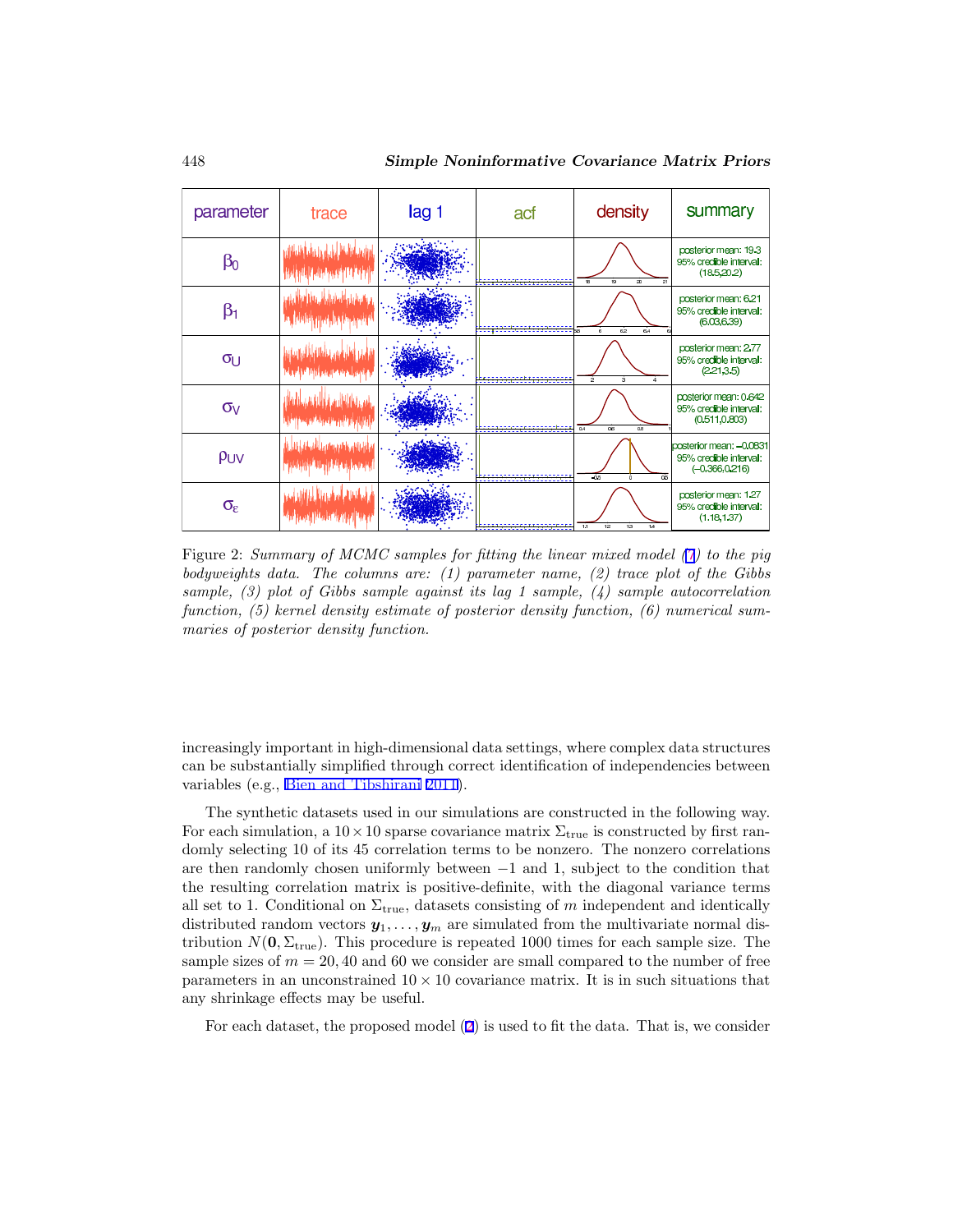| parameter | trace | lag 1 | acf | density | summary |
| --- | --- | --- | --- | --- | --- |
| $\beta_0$ | | | | | posterior mean: 19.3 95% credible interval: (18.5,20.2) |
| $\beta_1$ | | | | | posterior mean: 6.21 95% credible interval: (6.03,6.39) |
| $\sigma_U$ | | | | | posterior mean: 2.77 95% credible interval: (2.21,3.5) |
| $\sigma_V$ | | | | | posterior mean: 0.642 95% credible interval: (0.511,0.803) |
| $\rho_{UV}$ | | | | | posterior mean: −0.0831 95% credible interval: (−0.366,0.216) |
| $\sigma_\varepsilon$ | | | | | posterior mean: 1.27 95% credible interval: (1.18,1.37) |

Figure 2: *Summary of MCMC samples for fitting the linear mixed model (7) to the pig bodyweights data. The columns are: (1) parameter name, (2) trace plot of the Gibbs sample, (3) plot of Gibbs sample against its lag 1 sample, (4) sample autocorrelation function, (5) kernel density estimate of posterior density function, (6) numerical summaries of posterior density function.*

increasingly important in high-dimensional data settings, where complex data structures can be substantially simplified through correct identification of independencies between variables (e.g., Bien and Tibshirani 2011).

The synthetic datasets used in our simulations are constructed in the following way. For each simulation, a $10 \times 10$ sparse covariance matrix $\Sigma_{\text{true}}$ is constructed by first randomly selecting 10 of its 45 correlation terms to be nonzero. The nonzero correlations are then randomly chosen uniformly between $-1$ and 1, subject to the condition that the resulting correlation matrix is positive-definite, with the diagonal variance terms all set to 1. Conditional on $\Sigma_{\text{true}}$, datasets consisting of $m$ independent and identically distributed random vectors $\boldsymbol{y}_1, \ldots, \boldsymbol{y}_m$ are simulated from the multivariate normal distribution $N(\mathbf{0}, \Sigma_{\text{true}})$. This procedure is repeated 1000 times for each sample size. The sample sizes of $m = 20, 40$ and 60 we consider are small compared to the number of free parameters in an unconstrained $10 \times 10$ covariance matrix. It is in such situations that any shrinkage effects may be useful.

For each dataset, the proposed model (2) is used to fit the data. That is, we consider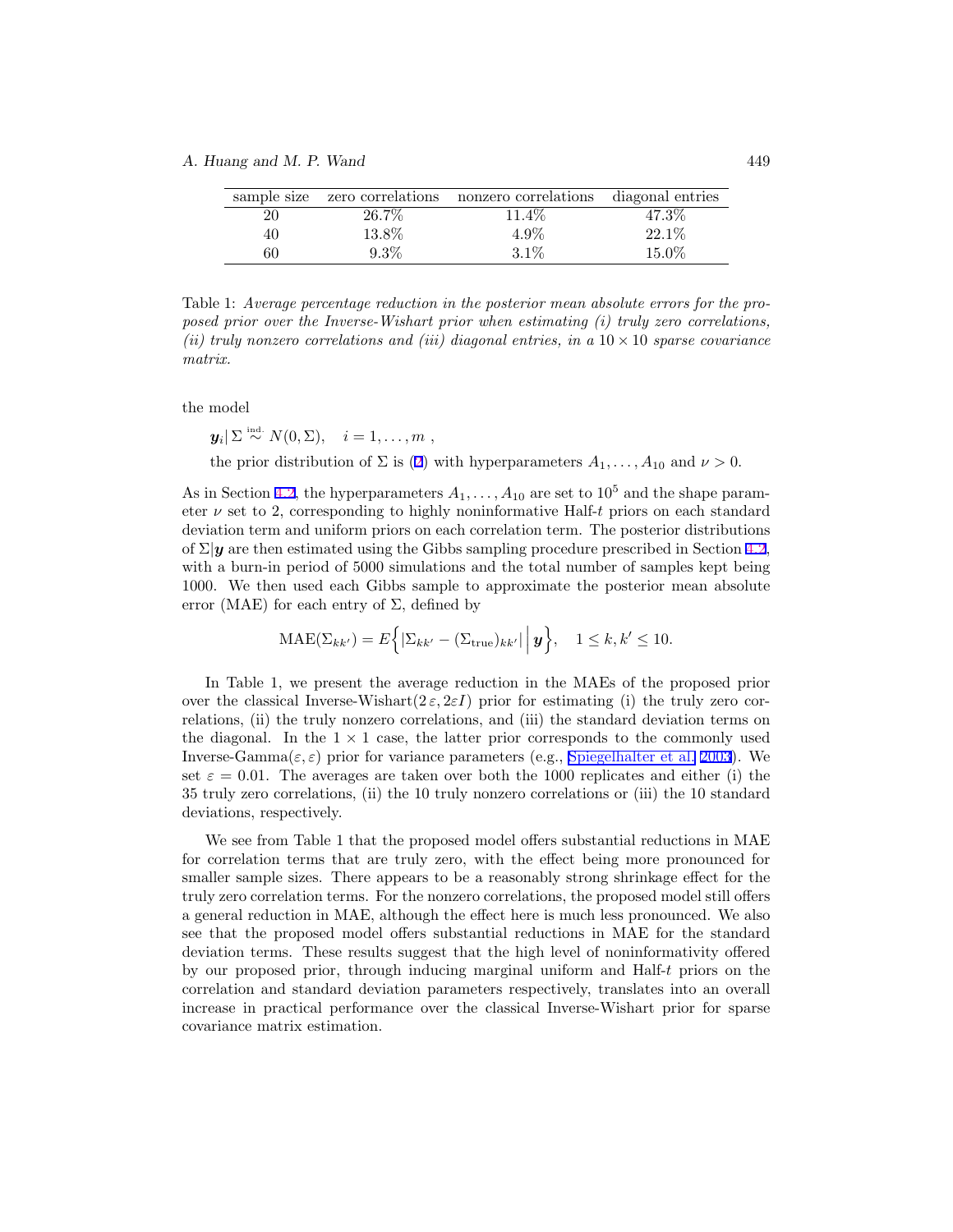| sample size | zero correlations | nonzero correlations | diagonal entries |
|---|---|---|---|
| 20 | 26.7% | 11.4% | 47.3% |
| 40 | 13.8% | 4.9% | 22.1% |
| 60 | 9.3% | 3.1% | 15.0% |

Table 1: *Average percentage reduction in the posterior mean absolute errors for the proposed prior over the Inverse-Wishart prior when estimating (i) truly zero correlations, (ii) truly nonzero correlations and (iii) diagonal entries, in a* $10 \times 10$ *sparse covariance matrix.*

the model

$\boldsymbol{y}_i | \Sigma \stackrel{\text{ind.}}{\sim} N(0, \Sigma), \quad i = 1, \ldots, m$ ,

the prior distribution of $\Sigma$ is (2) with hyperparameters $A_1, \ldots, A_{10}$ and $\nu > 0$.

As in Section 4.2, the hyperparameters $A_1, \ldots, A_{10}$ are set to $10^5$ and the shape parameter $\nu$ set to 2, corresponding to highly noninformative Half-$t$ priors on each standard deviation term and uniform priors on each correlation term. The posterior distributions of $\Sigma | \boldsymbol{y}$ are then estimated using the Gibbs sampling procedure prescribed in Section 4.2, with a burn-in period of 5000 simulations and the total number of samples kept being 1000. We then used each Gibbs sample to approximate the posterior mean absolute error (MAE) for each entry of $\Sigma$, defined by

$$\text{MAE}(\Sigma_{kk'}) = E\Big\{ |\Sigma_{kk'} - (\Sigma_{\text{true}})_{kk'}| \,\Big|\, \boldsymbol{y} \Big\}, \quad 1 \leq k, k' \leq 10.$$

In Table 1, we present the average reduction in the MAEs of the proposed prior over the classical Inverse-Wishart$(2\,\varepsilon, 2\varepsilon I)$ prior for estimating (i) the truly zero correlations, (ii) the truly nonzero correlations, and (iii) the standard deviation terms on the diagonal. In the $1 \times 1$ case, the latter prior corresponds to the commonly used Inverse-Gamma$(\varepsilon, \varepsilon)$ prior for variance parameters (e.g., Spiegelhalter et al. 2003). We set $\varepsilon = 0.01$. The averages are taken over both the 1000 replicates and either (i) the 35 truly zero correlations, (ii) the 10 truly nonzero correlations or (iii) the 10 standard deviations, respectively.

We see from Table 1 that the proposed model offers substantial reductions in MAE for correlation terms that are truly zero, with the effect being more pronounced for smaller sample sizes. There appears to be a reasonably strong shrinkage effect for the truly zero correlation terms. For the nonzero correlations, the proposed model still offers a general reduction in MAE, although the effect here is much less pronounced. We also see that the proposed model offers substantial reductions in MAE for the standard deviation terms. These results suggest that the high level of noninformativity offered by our proposed prior, through inducing marginal uniform and Half-$t$ priors on the correlation and standard deviation parameters respectively, translates into an overall increase in practical performance over the classical Inverse-Wishart prior for sparse covariance matrix estimation.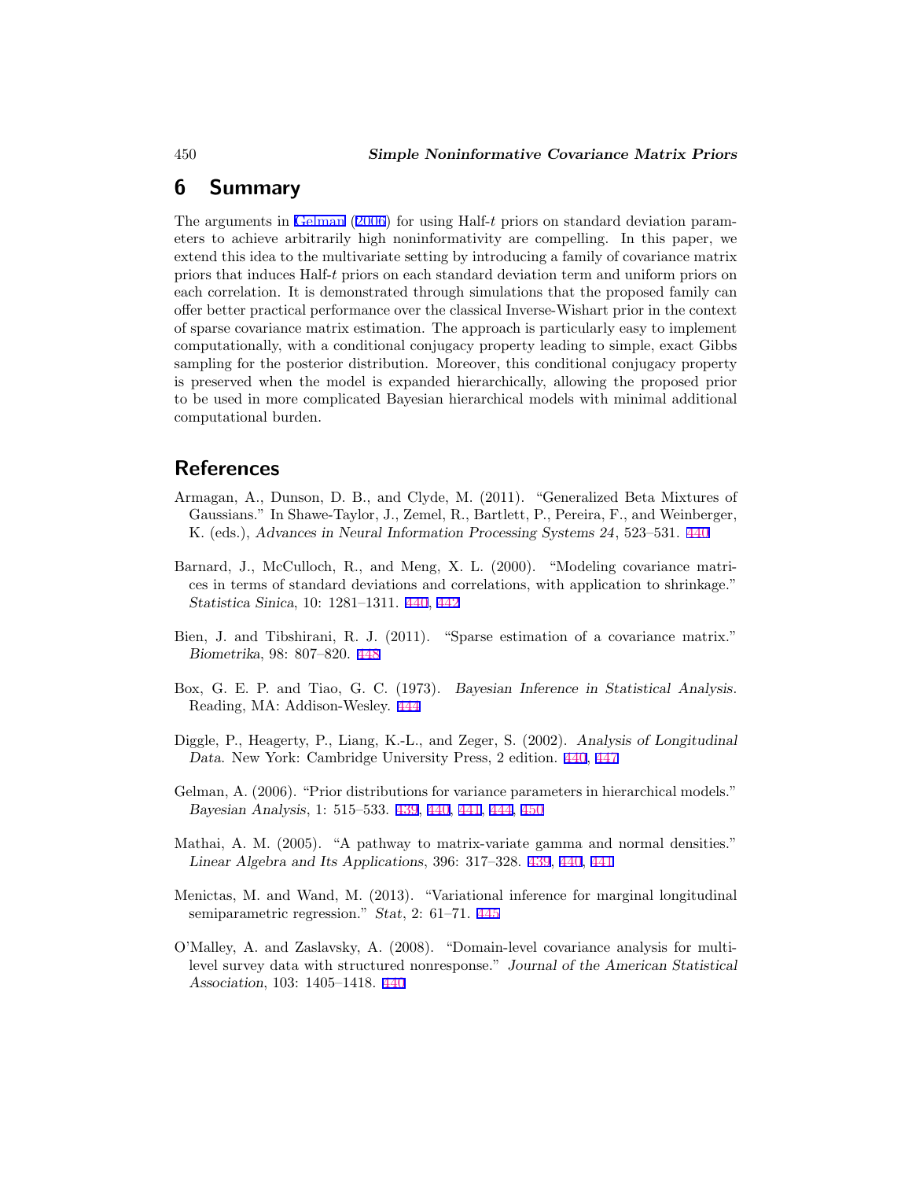## 6 Summary

The arguments in Gelman (2006) for using Half-$t$ priors on standard deviation parameters to achieve arbitrarily high noninformativity are compelling. In this paper, we extend this idea to the multivariate setting by introducing a family of covariance matrix priors that induces Half-$t$ priors on each standard deviation term and uniform priors on each correlation. It is demonstrated through simulations that the proposed family can offer better practical performance over the classical Inverse-Wishart prior in the context of sparse covariance matrix estimation. The approach is particularly easy to implement computationally, with a conditional conjugacy property leading to simple, exact Gibbs sampling for the posterior distribution. Moreover, this conditional conjugacy property is preserved when the model is expanded hierarchically, allowing the proposed prior to be used in more complicated Bayesian hierarchical models with minimal additional computational burden.

## References

Armagan, A., Dunson, D. B., and Clyde, M. (2011). "Generalized Beta Mixtures of Gaussians." In Shawe-Taylor, J., Zemel, R., Bartlett, P., Pereira, F., and Weinberger, K. (eds.), *Advances in Neural Information Processing Systems 24*, 523–531. 440

Barnard, J., McCulloch, R., and Meng, X. L. (2000). "Modeling covariance matrices in terms of standard deviations and correlations, with application to shrinkage." *Statistica Sinica*, 10: 1281–1311. 440, 442

Bien, J. and Tibshirani, R. J. (2011). "Sparse estimation of a covariance matrix." *Biometrika*, 98: 807–820. 448

Box, G. E. P. and Tiao, G. C. (1973). *Bayesian Inference in Statistical Analysis*. Reading, MA: Addison-Wesley. 444

Diggle, P., Heagerty, P., Liang, K.-L., and Zeger, S. (2002). *Analysis of Longitudinal Data*. New York: Cambridge University Press, 2 edition. 440, 447

Gelman, A. (2006). "Prior distributions for variance parameters in hierarchical models." *Bayesian Analysis*, 1: 515–533. 439, 440, 441, 444, 450

Mathai, A. M. (2005). "A pathway to matrix-variate gamma and normal densities." *Linear Algebra and Its Applications*, 396: 317–328. 439, 440, 441

Menictas, M. and Wand, M. (2013). "Variational inference for marginal longitudinal semiparametric regression." *Stat*, 2: 61–71. 445

O'Malley, A. and Zaslavsky, A. (2008). "Domain-level covariance analysis for multilevel survey data with structured nonresponse." *Journal of the American Statistical Association*, 103: 1405–1418. 440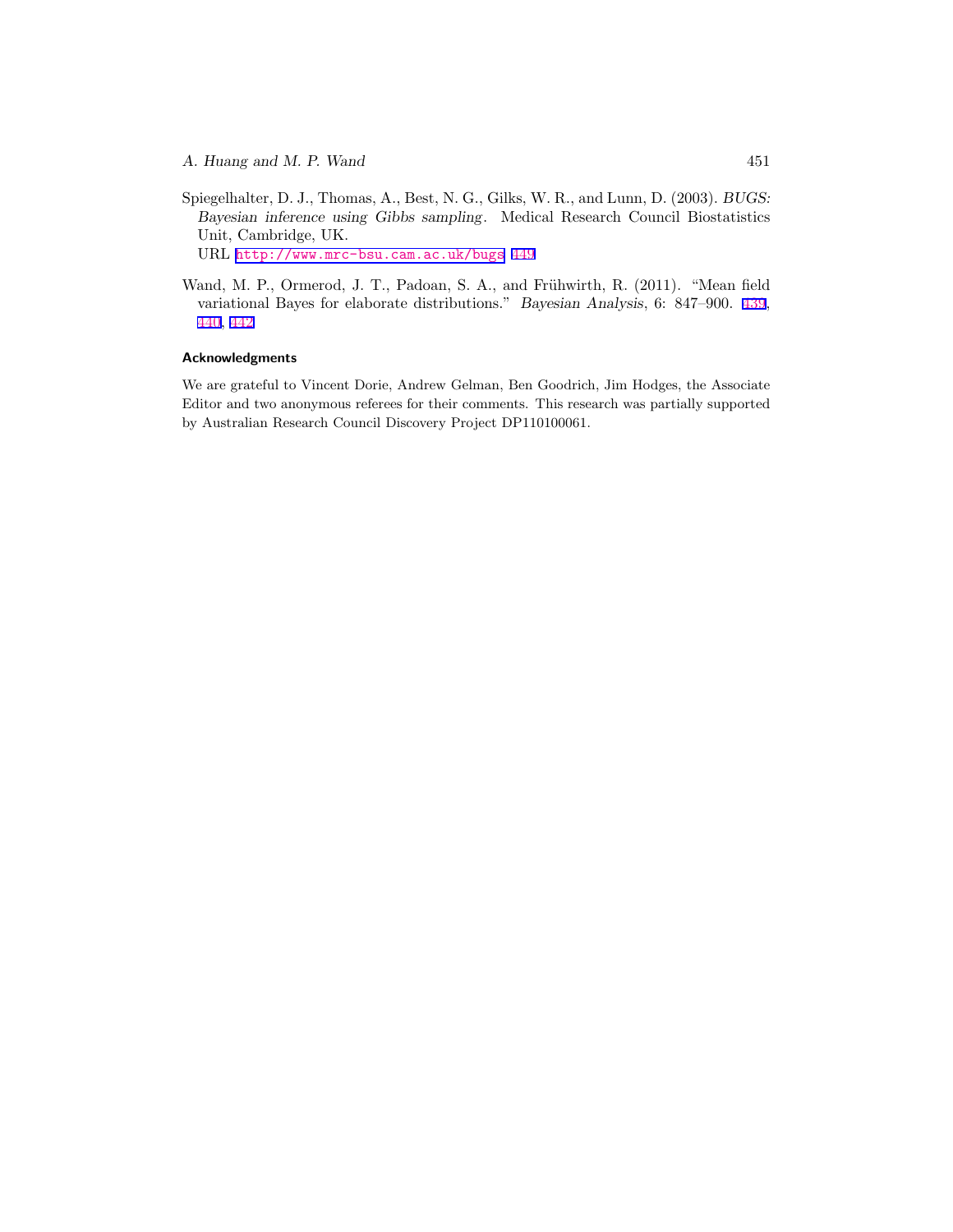Spiegelhalter, D. J., Thomas, A., Best, N. G., Gilks, W. R., and Lunn, D. (2003). *BUGS: Bayesian inference using Gibbs sampling*. Medical Research Council Biostatistics Unit, Cambridge, UK.
URL http://www.mrc-bsu.cam.ac.uk/bugs 449

Wand, M. P., Ormerod, J. T., Padoan, S. A., and Frühwirth, R. (2011). "Mean field variational Bayes for elaborate distributions." *Bayesian Analysis*, 6: 847–900. 439, 440, 442

### Acknowledgments

We are grateful to Vincent Dorie, Andrew Gelman, Ben Goodrich, Jim Hodges, the Associate Editor and two anonymous referees for their comments. This research was partially supported by Australian Research Council Discovery Project DP110100061.